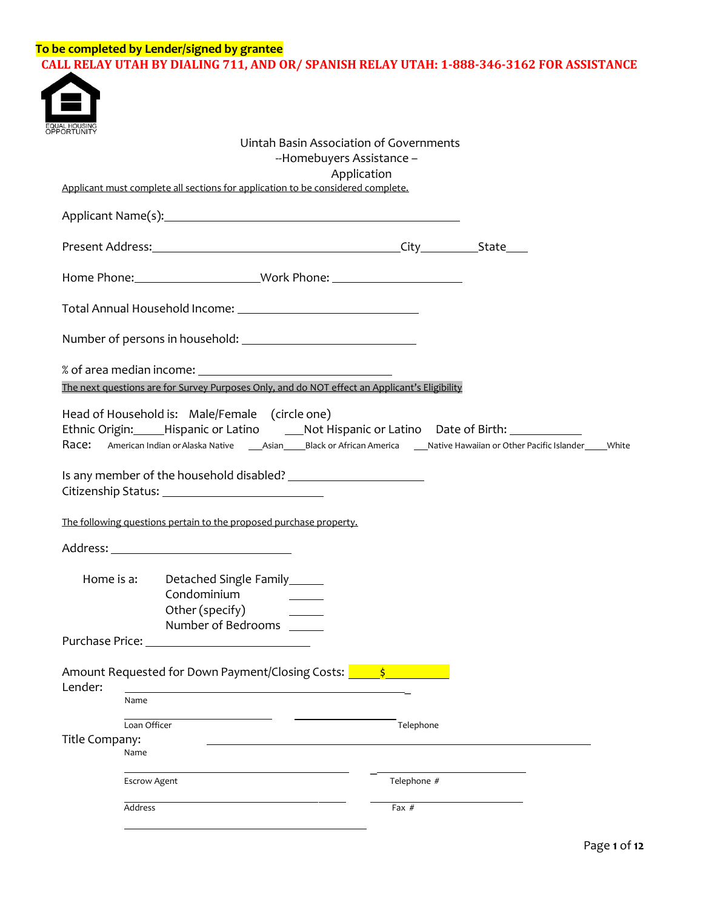**To be completed by Lender/signed by grantee**

**CALL RELAY UTAH BY DIALING 711, AND OR/ SPANISH RELAY UTAH: 1-888-346-3162 FOR ASSISTANCE**

EQUAL HOUSING OPPORTUNITY

# Uintah Basin Association of Governments
## --Homebuyers Assistance –
## Application

Applicant must complete all sections for application to be considered complete.

Applicant Name(s):_______________________________________________

Present Address:________________________________________City__________State____

Home Phone:____________________Work Phone: ____________________

Total Annual Household Income: ____________________________

Number of persons in household: ___________________________

% of area median income: ______________________________

The next questions are for Survey Purposes Only, and do NOT effect an Applicant's Eligibility

Head of Household is: Male/Female (circle one)

Ethnic Origin:_____Hispanic or Latino ___Not Hispanic or Latino Date of Birth: ___________

Race: American Indian or Alaska Native ___Asian____Black or African America ___Native Hawaiian or Other Pacific Islander____White

Is any member of the household disabled? ______________________

Citizenship Status: _________________________

The following questions pertain to the proposed purchase property.

Address: ____________________________

Home is a:
- Detached Single Family_____
- Condominium _____
- Other (specify) _____
- Number of Bedrooms _____

Purchase Price: _________________________

Amount Requested for Down Payment/Closing Costs: _____$__________

Lender: _______________________________________________
Name

______________________ ________________
Loan Officer Telephone

Title Company: ____________________________________________
Name

______________________________ ____________________
Escrow Agent Telephone #

______________________________ ____________________
Address Fax #

______________________________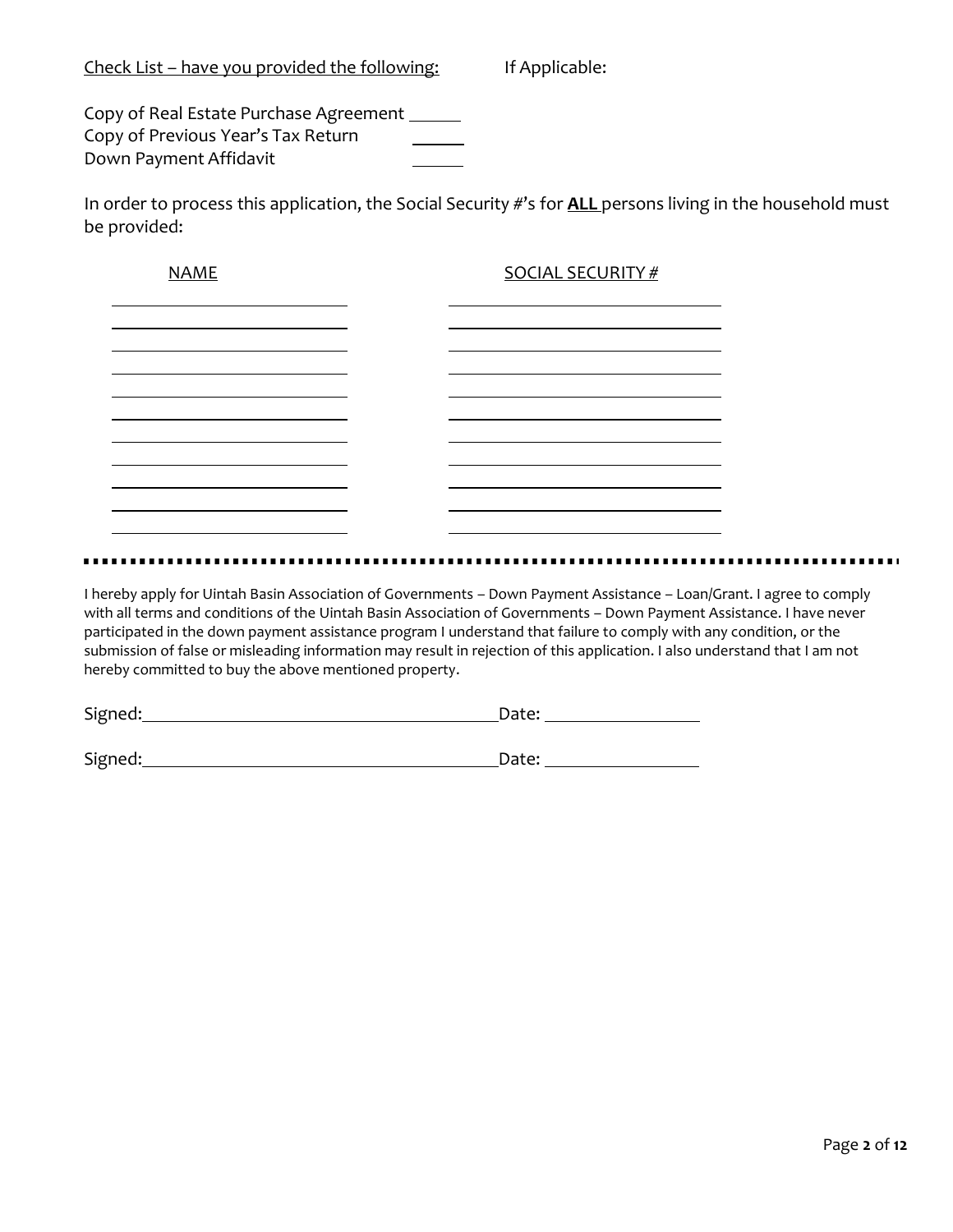Check List – have you provided the following: If Applicable:

Copy of Real Estate Purchase Agreement ______
Copy of Previous Year's Tax Return ______
Down Payment Affidavit ______

In order to process this application, the Social Security #'s for **ALL** persons living in the household must be provided:

| NAME | SOCIAL SECURITY # |
| --- | --- |
| | |
| | |
| | |
| | |
| | |
| | |
| | |
| | |
| | |
| | |
| | |

---

I hereby apply for Uintah Basin Association of Governments – Down Payment Assistance – Loan/Grant. I agree to comply with all terms and conditions of the Uintah Basin Association of Governments – Down Payment Assistance. I have never participated in the down payment assistance program I understand that failure to comply with any condition, or the submission of false or misleading information may result in rejection of this application. I also understand that I am not hereby committed to buy the above mentioned property.

Signed:________________________________________Date: __________________

Signed:________________________________________Date: __________________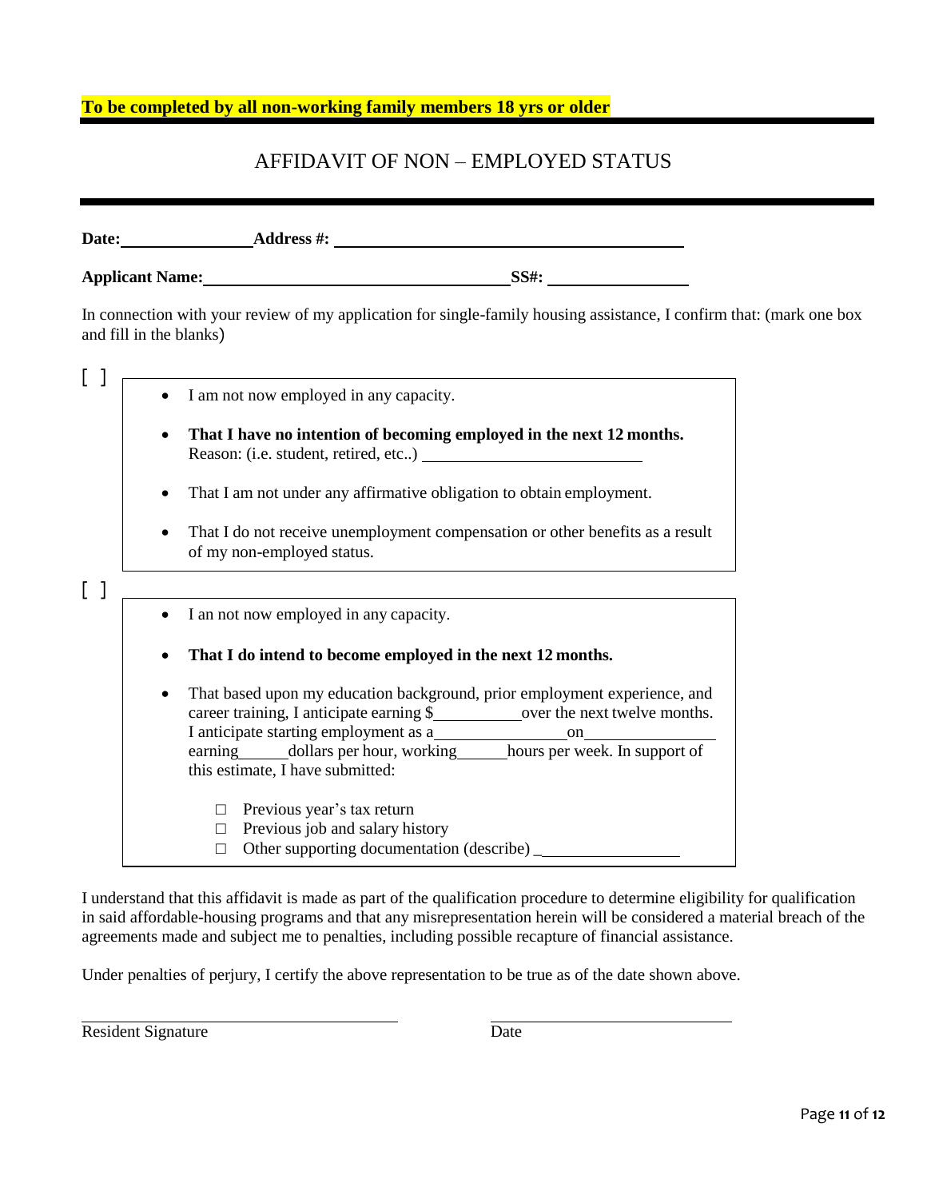**To be completed by all non-working family members 18 yrs or older**

# AFFIDAVIT OF NON – EMPLOYED STATUS

**Date:** ______________ **Address #:** ________________________________________

**Applicant Name:** __________________________________ **SS#:** _______________

In connection with your review of my application for single-family housing assistance, I confirm that: (mark one box and fill in the blanks)

[ ]

- I am not now employed in any capacity.
- **That I have no intention of becoming employed in the next 12 months.** Reason: (i.e. student, retired, etc..) _________________________
- That I am not under any affirmative obligation to obtain employment.
- That I do not receive unemployment compensation or other benefits as a result of my non-employed status.

[ ]

- I an not now employed in any capacity.
- **That I do intend to become employed in the next 12 months.**
- That based upon my education background, prior employment experience, and career training, I anticipate earning $__________over the next twelve months. I anticipate starting employment as a_______________on_______________ earning______dollars per hour, working______hours per week. In support of this estimate, I have submitted:
  - □ Previous year's tax return
  - □ Previous job and salary history
  - □ Other supporting documentation (describe) _______________

I understand that this affidavit is made as part of the qualification procedure to determine eligibility for qualification in said affordable-housing programs and that any misrepresentation herein will be considered a material breach of the agreements made and subject me to penalties, including possible recapture of financial assistance.

Under penalties of perjury, I certify the above representation to be true as of the date shown above.

____________________________________ ____________________________

Resident Signature Date